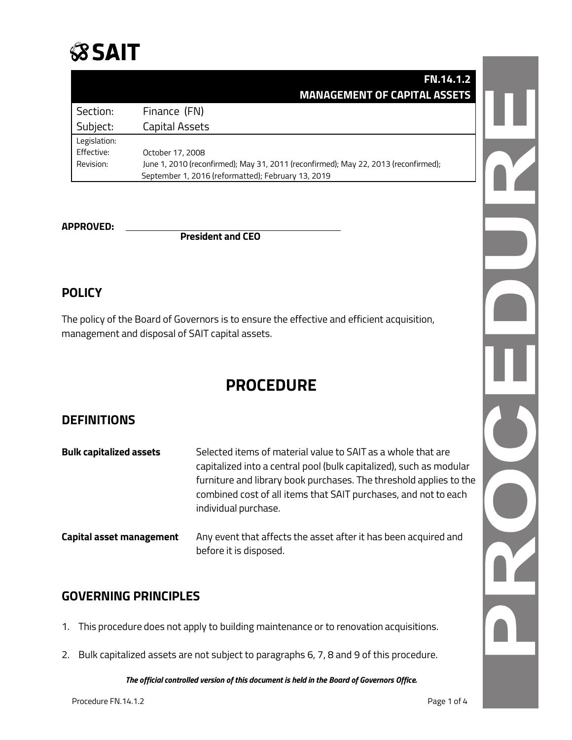**SAIT**

| FN.14.1.2 MANAGEMENT OF CAPITAL ASSETS | |
| --- | --- |
| Section: | Finance (FN) |
| Subject: | Capital Assets |
| Legislation: | |
| Effective: | October 17, 2008 |
| Revision: | June 1, 2010 (reconfirmed); May 31, 2011 (reconfirmed); May 22, 2013 (reconfirmed); September 1, 2016 (reformatted); February 13, 2019 |

**APPROVED:** ______________________________
**President and CEO**

## POLICY

The policy of the Board of Governors is to ensure the effective and efficient acquisition, management and disposal of SAIT capital assets.

# PROCEDURE

## DEFINITIONS

**Bulk capitalized assets** Selected items of material value to SAIT as a whole that are capitalized into a central pool (bulk capitalized), such as modular furniture and library book purchases. The threshold applies to the combined cost of all items that SAIT purchases, and not to each individual purchase.

**Capital asset management** Any event that affects the asset after it has been acquired and before it is disposed.

## GOVERNING PRINCIPLES

1. This procedure does not apply to building maintenance or to renovation acquisitions.
2. Bulk capitalized assets are not subject to paragraphs 6, 7, 8 and 9 of this procedure.

***The official controlled version of this document is held in the Board of Governors Office.***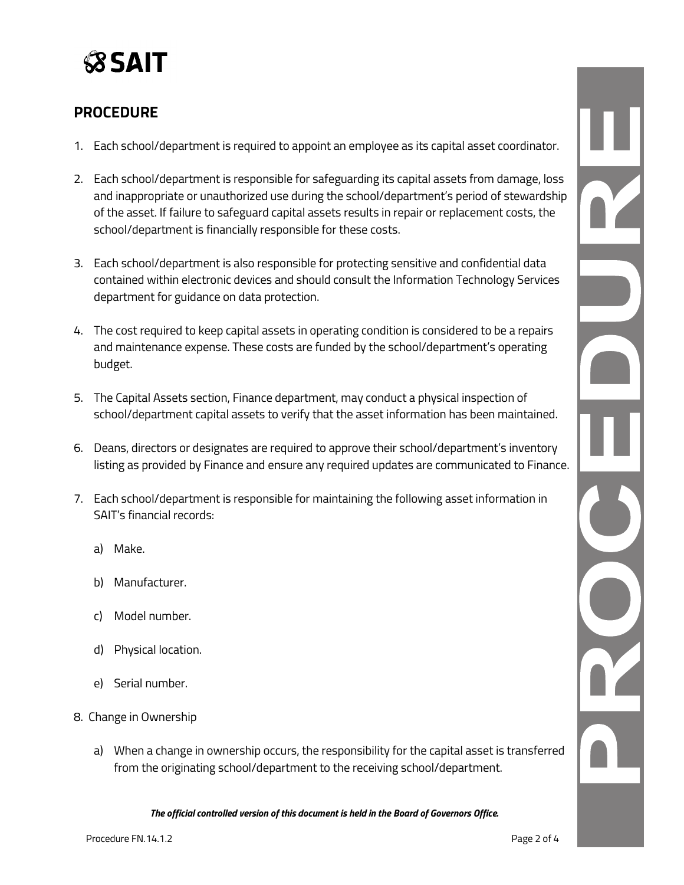## PROCEDURE

1. Each school/department is required to appoint an employee as its capital asset coordinator.

2. Each school/department is responsible for safeguarding its capital assets from damage, loss and inappropriate or unauthorized use during the school/department's period of stewardship of the asset. If failure to safeguard capital assets results in repair or replacement costs, the school/department is financially responsible for these costs.

3. Each school/department is also responsible for protecting sensitive and confidential data contained within electronic devices and should consult the Information Technology Services department for guidance on data protection.

4. The cost required to keep capital assets in operating condition is considered to be a repairs and maintenance expense. These costs are funded by the school/department's operating budget.

5. The Capital Assets section, Finance department, may conduct a physical inspection of school/department capital assets to verify that the asset information has been maintained.

6. Deans, directors or designates are required to approve their school/department's inventory listing as provided by Finance and ensure any required updates are communicated to Finance.

7. Each school/department is responsible for maintaining the following asset information in SAIT's financial records:

   a) Make.

   b) Manufacturer.

   c) Model number.

   d) Physical location.

   e) Serial number.

8. Change in Ownership

   a) When a change in ownership occurs, the responsibility for the capital asset is transferred from the originating school/department to the receiving school/department.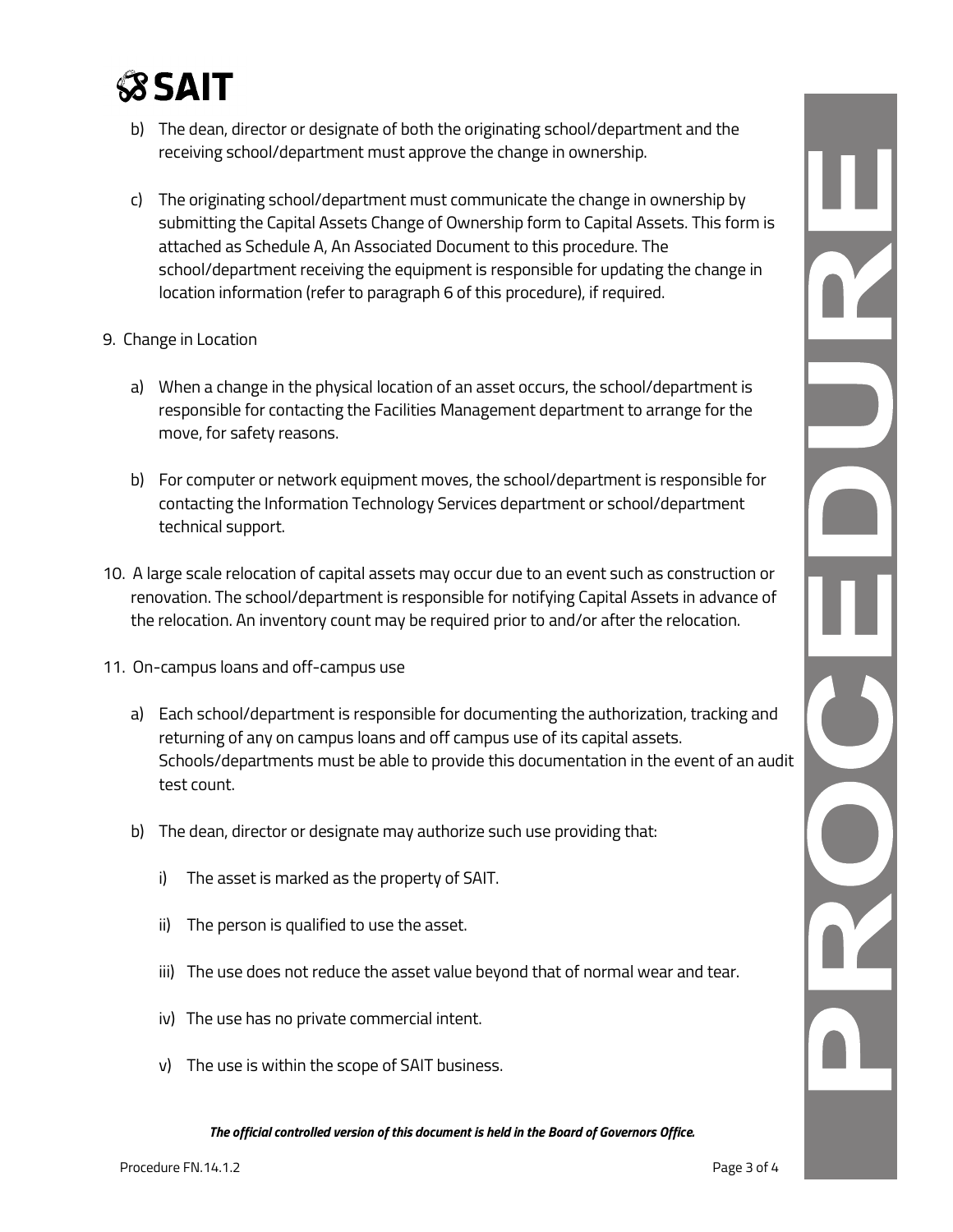b) The dean, director or designate of both the originating school/department and the receiving school/department must approve the change in ownership.

c) The originating school/department must communicate the change in ownership by submitting the Capital Assets Change of Ownership form to Capital Assets. This form is attached as Schedule A, An Associated Document to this procedure. The school/department receiving the equipment is responsible for updating the change in location information (refer to paragraph 6 of this procedure), if required.

9. Change in Location

   a) When a change in the physical location of an asset occurs, the school/department is responsible for contacting the Facilities Management department to arrange for the move, for safety reasons.

   b) For computer or network equipment moves, the school/department is responsible for contacting the Information Technology Services department or school/department technical support.

10. A large scale relocation of capital assets may occur due to an event such as construction or renovation. The school/department is responsible for notifying Capital Assets in advance of the relocation. An inventory count may be required prior to and/or after the relocation.

11. On-campus loans and off-campus use

   a) Each school/department is responsible for documenting the authorization, tracking and returning of any on campus loans and off campus use of its capital assets. Schools/departments must be able to provide this documentation in the event of an audit test count.

   b) The dean, director or designate may authorize such use providing that:

      i) The asset is marked as the property of SAIT.

      ii) The person is qualified to use the asset.

      iii) The use does not reduce the asset value beyond that of normal wear and tear.

      iv) The use has no private commercial intent.

      v) The use is within the scope of SAIT business.

*The official controlled version of this document is held in the Board of Governors Office.*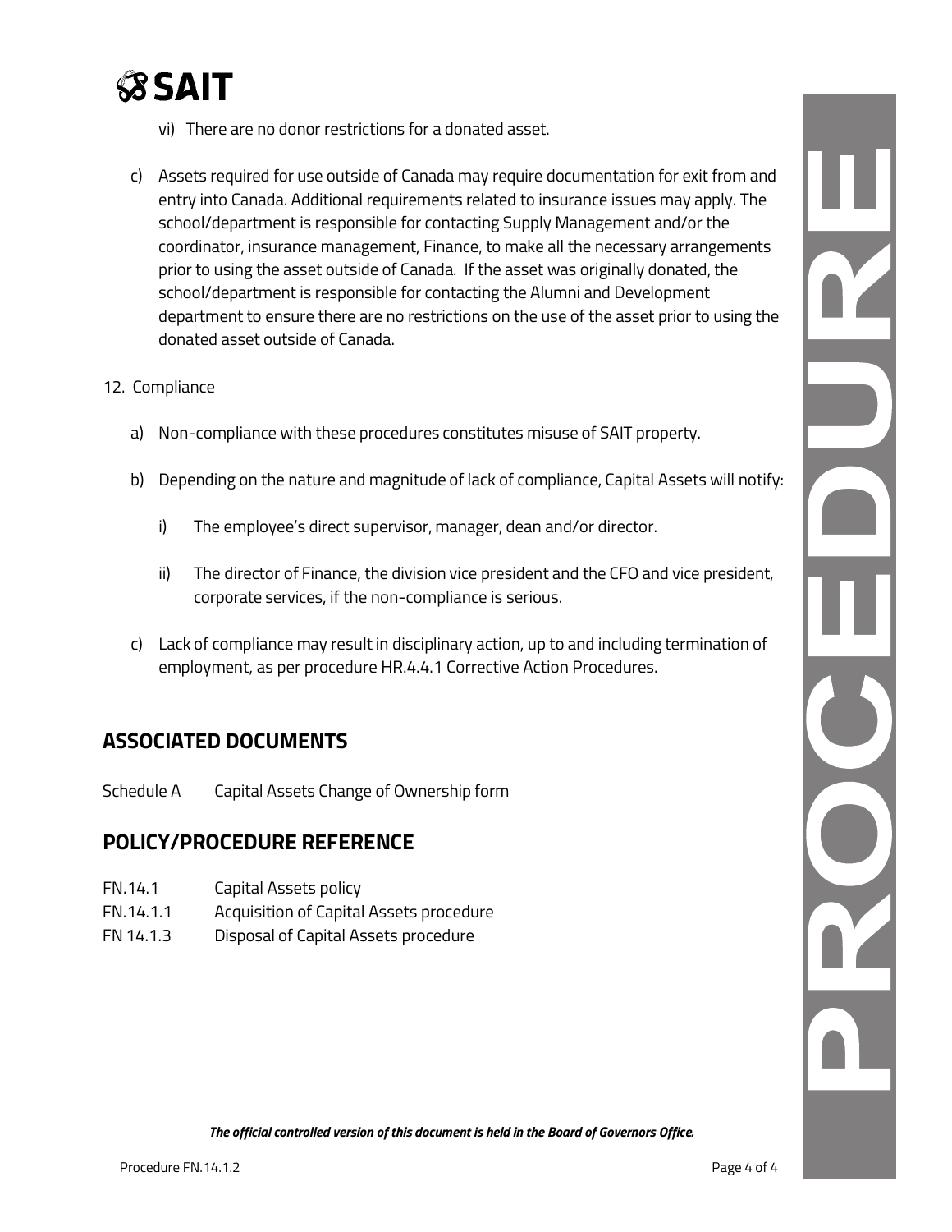vi) There are no donor restrictions for a donated asset.

c) Assets required for use outside of Canada may require documentation for exit from and entry into Canada. Additional requirements related to insurance issues may apply. The school/department is responsible for contacting Supply Management and/or the coordinator, insurance management, Finance, to make all the necessary arrangements prior to using the asset outside of Canada. If the asset was originally donated, the school/department is responsible for contacting the Alumni and Development department to ensure there are no restrictions on the use of the asset prior to using the donated asset outside of Canada.

12. Compliance

a) Non-compliance with these procedures constitutes misuse of SAIT property.

b) Depending on the nature and magnitude of lack of compliance, Capital Assets will notify:

i) The employee's direct supervisor, manager, dean and/or director.

ii) The director of Finance, the division vice president and the CFO and vice president, corporate services, if the non-compliance is serious.

c) Lack of compliance may result in disciplinary action, up to and including termination of employment, as per procedure HR.4.4.1 Corrective Action Procedures.

## ASSOCIATED DOCUMENTS

Schedule A Capital Assets Change of Ownership form

## POLICY/PROCEDURE REFERENCE

FN.14.1 Capital Assets policy
FN.14.1.1 Acquisition of Capital Assets procedure
FN 14.1.3 Disposal of Capital Assets procedure

*The official controlled version of this document is held in the Board of Governors Office.*